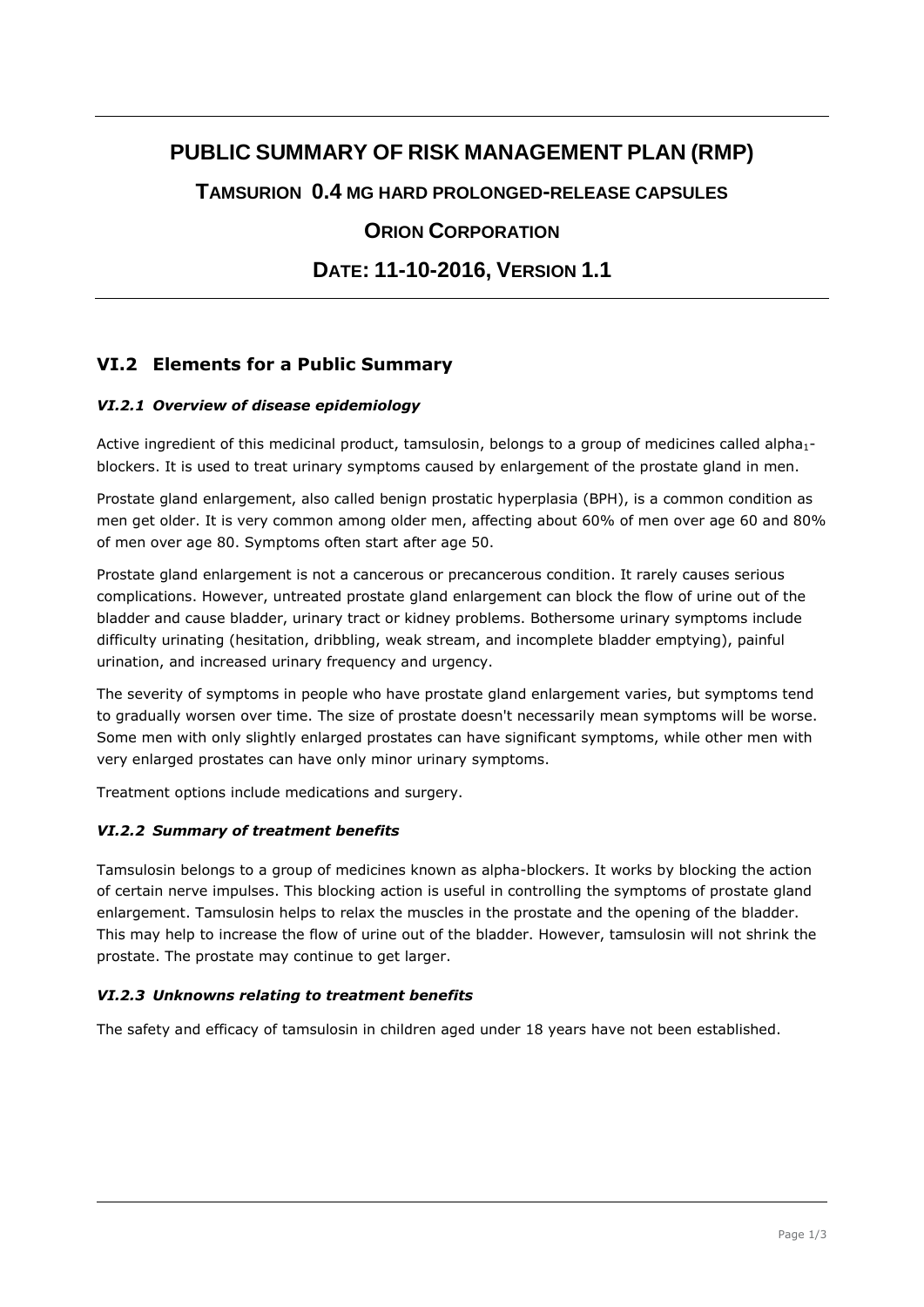# PUBLIC SUMMARY OF RISK MANAGEMENT PLAN (RMP)

## TAMSURION 0.4 MG HARD PROLONGED-RELEASE CAPSULES

## ORION CORPORATION

## DATE: 11-10-2016, VERSION 1.1

## VI.2 Elements for a Public Summary

### *VI.2.1 Overview of disease epidemiology*

Active ingredient of this medicinal product, tamsulosin, belongs to a group of medicines called alpha$_1$-blockers. It is used to treat urinary symptoms caused by enlargement of the prostate gland in men.

Prostate gland enlargement, also called benign prostatic hyperplasia (BPH), is a common condition as men get older. It is very common among older men, affecting about 60% of men over age 60 and 80% of men over age 80. Symptoms often start after age 50.

Prostate gland enlargement is not a cancerous or precancerous condition. It rarely causes serious complications. However, untreated prostate gland enlargement can block the flow of urine out of the bladder and cause bladder, urinary tract or kidney problems. Bothersome urinary symptoms include difficulty urinating (hesitation, dribbling, weak stream, and incomplete bladder emptying), painful urination, and increased urinary frequency and urgency.

The severity of symptoms in people who have prostate gland enlargement varies, but symptoms tend to gradually worsen over time. The size of prostate doesn't necessarily mean symptoms will be worse. Some men with only slightly enlarged prostates can have significant symptoms, while other men with very enlarged prostates can have only minor urinary symptoms.

Treatment options include medications and surgery.

### *VI.2.2 Summary of treatment benefits*

Tamsulosin belongs to a group of medicines known as alpha-blockers. It works by blocking the action of certain nerve impulses. This blocking action is useful in controlling the symptoms of prostate gland enlargement. Tamsulosin helps to relax the muscles in the prostate and the opening of the bladder. This may help to increase the flow of urine out of the bladder. However, tamsulosin will not shrink the prostate. The prostate may continue to get larger.

### *VI.2.3 Unknowns relating to treatment benefits*

The safety and efficacy of tamsulosin in children aged under 18 years have not been established.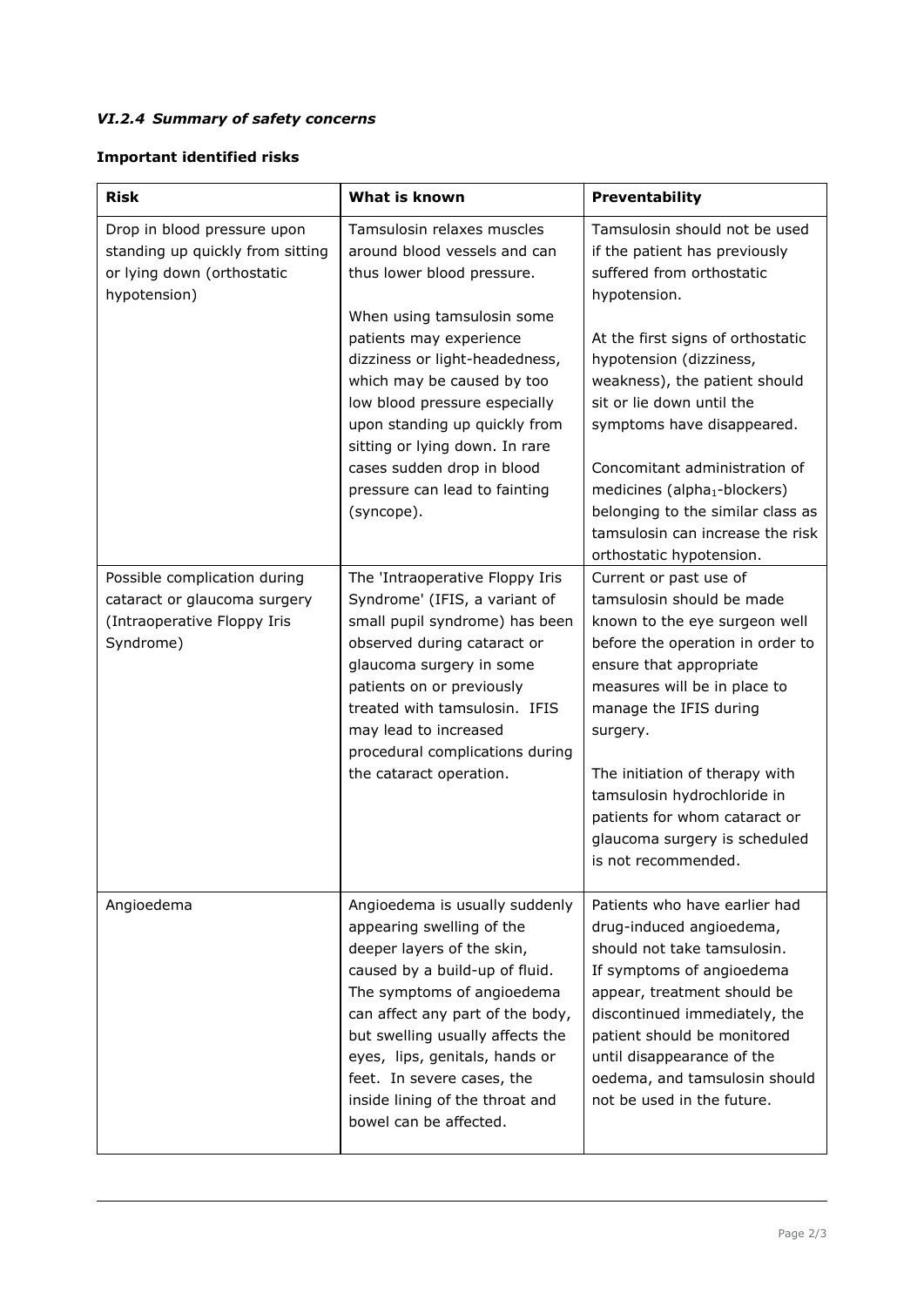### *VI.2.4 Summary of safety concerns*

**Important identified risks**

| **Risk** | **What is known** | **Preventability** |
|---|---|---|
| Drop in blood pressure upon standing up quickly from sitting or lying down (orthostatic hypotension) | Tamsulosin relaxes muscles around blood vessels and can thus lower blood pressure.<br><br>When using tamsulosin some patients may experience dizziness or light-headedness, which may be caused by too low blood pressure especially upon standing up quickly from sitting or lying down. In rare cases sudden drop in blood pressure can lead to fainting (syncope). | Tamsulosin should not be used if the patient has previously suffered from orthostatic hypotension.<br><br>At the first signs of orthostatic hypotension (dizziness, weakness), the patient should sit or lie down until the symptoms have disappeared.<br><br>Concomitant administration of medicines (alpha$_1$-blockers) belonging to the similar class as tamsulosin can increase the risk orthostatic hypotension. |
| Possible complication during cataract or glaucoma surgery (Intraoperative Floppy Iris Syndrome) | The 'Intraoperative Floppy Iris Syndrome' (IFIS, a variant of small pupil syndrome) has been observed during cataract or glaucoma surgery in some patients on or previously treated with tamsulosin. IFIS may lead to increased procedural complications during the cataract operation. | Current or past use of tamsulosin should be made known to the eye surgeon well before the operation in order to ensure that appropriate measures will be in place to manage the IFIS during surgery.<br><br>The initiation of therapy with tamsulosin hydrochloride in patients for whom cataract or glaucoma surgery is scheduled is not recommended. |
| Angioedema | Angioedema is usually suddenly appearing swelling of the deeper layers of the skin, caused by a build-up of fluid. The symptoms of angioedema can affect any part of the body, but swelling usually affects the eyes, lips, genitals, hands or feet. In severe cases, the inside lining of the throat and bowel can be affected. | Patients who have earlier had drug-induced angioedema, should not take tamsulosin. If symptoms of angioedema appear, treatment should be discontinued immediately, the patient should be monitored until disappearance of the oedema, and tamsulosin should not be used in the future. |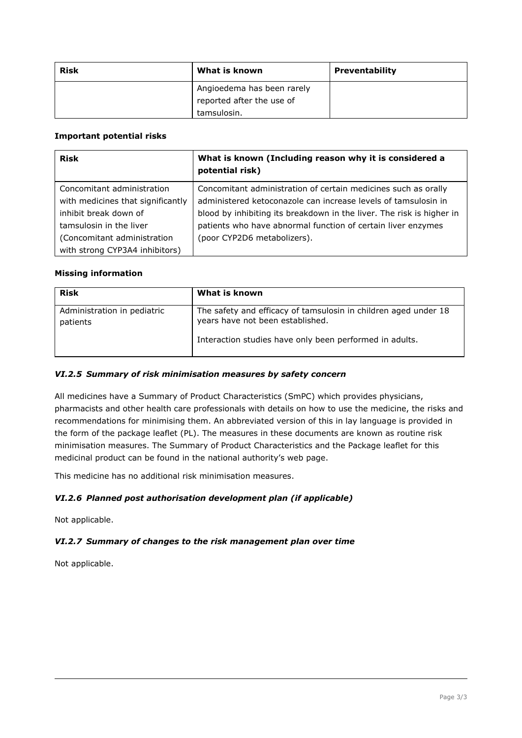| Risk | What is known | Preventability |
| --- | --- | --- |
| | Angioedema has been rarely reported after the use of tamsulosin. | |

**Important potential risks**

| Risk | What is known (Including reason why it is considered a potential risk) |
| --- | --- |
| Concomitant administration with medicines that significantly inhibit break down of tamsulosin in the liver (Concomitant administration with strong CYP3A4 inhibitors) | Concomitant administration of certain medicines such as orally administered ketoconazole can increase levels of tamsulosin in blood by inhibiting its breakdown in the liver. The risk is higher in patients who have abnormal function of certain liver enzymes (poor CYP2D6 metabolizers). |

**Missing information**

| Risk | What is known |
| --- | --- |
| Administration in pediatric patients | The safety and efficacy of tamsulosin in children aged under 18 years have not been established.<br><br>Interaction studies have only been performed in adults. |

### *VI.2.5 Summary of risk minimisation measures by safety concern*

All medicines have a Summary of Product Characteristics (SmPC) which provides physicians, pharmacists and other health care professionals with details on how to use the medicine, the risks and recommendations for minimising them. An abbreviated version of this in lay language is provided in the form of the package leaflet (PL). The measures in these documents are known as routine risk minimisation measures. The Summary of Product Characteristics and the Package leaflet for this medicinal product can be found in the national authority's web page.

This medicine has no additional risk minimisation measures.

### *VI.2.6 Planned post authorisation development plan (if applicable)*

Not applicable.

### *VI.2.7 Summary of changes to the risk management plan over time*

Not applicable.